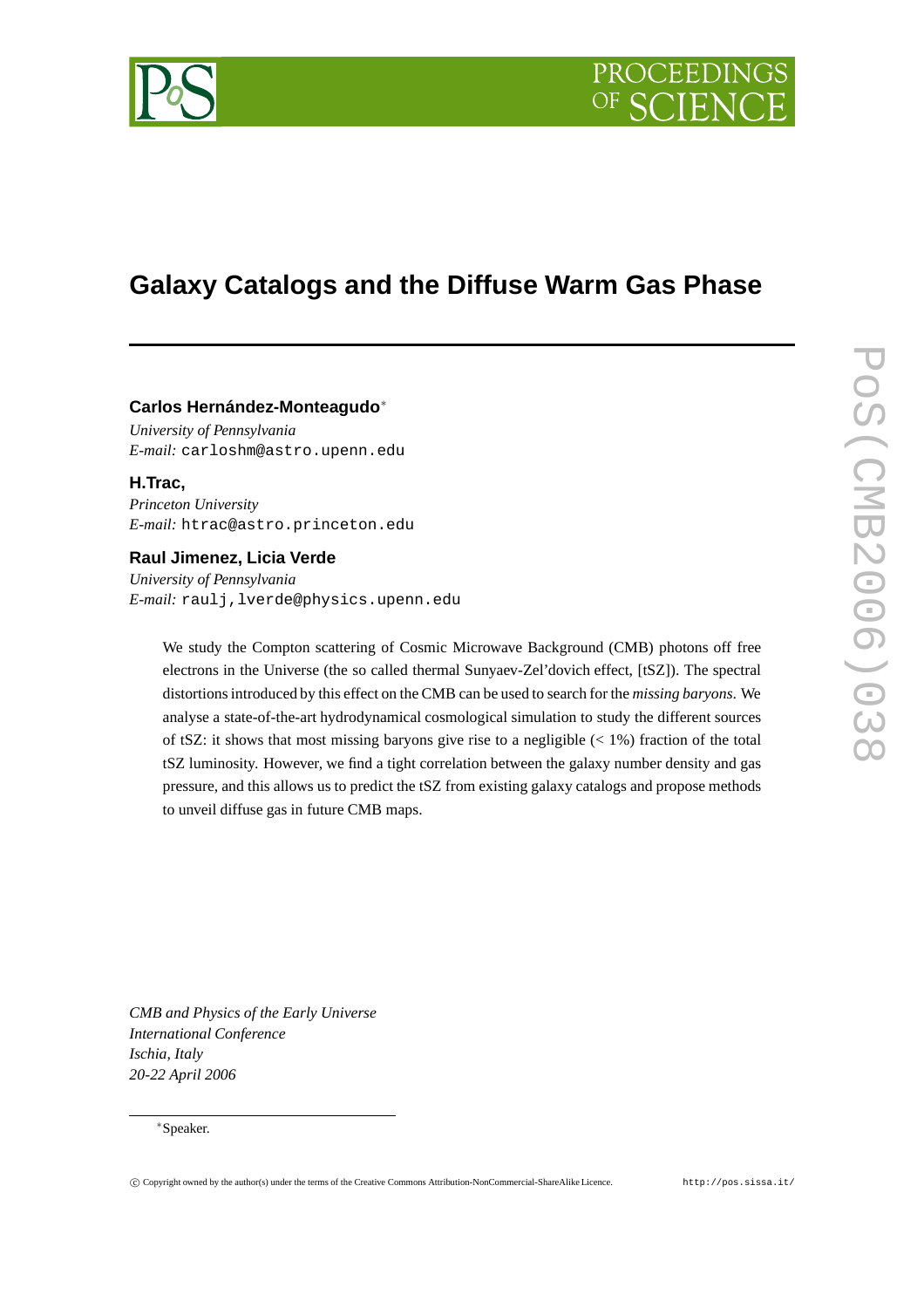# Galaxy Catalogs and the Diffuse Warm Gas Phase

**Carlos Hernández-Monteagudo***
*University of Pennsylvania*
*E-mail:* carloshm@astro.upenn.edu

**H.Trac,**
*Princeton University*
*E-mail:* htrac@astro.princeton.edu

**Raul Jimenez, Licia Verde**
*University of Pennsylvania*
*E-mail:* raulj,lverde@physics.upenn.edu

We study the Compton scattering of Cosmic Microwave Background (CMB) photons off free electrons in the Universe (the so called thermal Sunyaev-Zel'dovich effect, [tSZ]). The spectral distortions introduced by this effect on the CMB can be used to search for the *missing baryons*. We analyse a state-of-the-art hydrodynamical cosmological simulation to study the different sources of tSZ: it shows that most missing baryons give rise to a negligible ($< 1\%$) fraction of the total tSZ luminosity. However, we find a tight correlation between the galaxy number density and gas pressure, and this allows us to predict the tSZ from existing galaxy catalogs and propose methods to unveil diffuse gas in future CMB maps.

*CMB and Physics of the Early Universe*
*International Conference*
*Ischia, Italy*
*20-22 April 2006*

*Speaker.

© Copyright owned by the author(s) under the terms of the Creative Commons Attribution-NonCommercial-ShareAlike Licence. http://pos.sissa.it/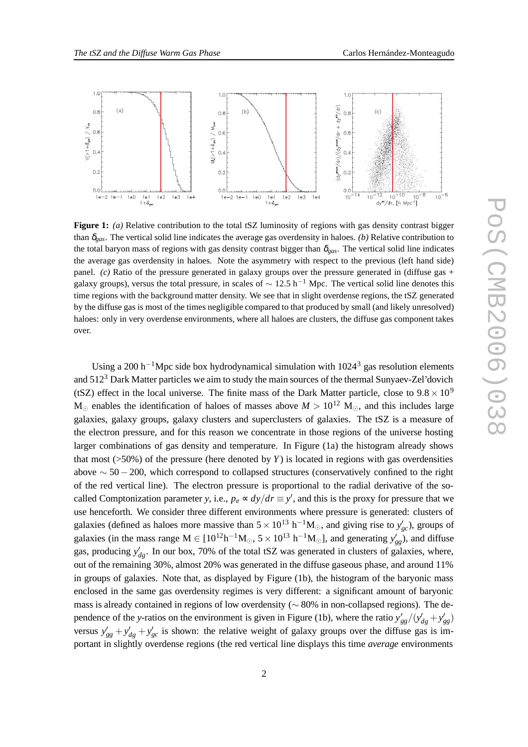**Figure 1:** *(a)* Relative contribution to the total tSZ luminosity of regions with gas density contrast bigger than $\delta_{gas}$. The vertical solid line indicates the average gas overdensity in haloes. *(b)* Relative contribution to the total baryon mass of regions with gas density contrast bigger than $\delta_{gas}$. The vertical solid line indicates the average gas overdensity in haloes. Note the asymmetry with respect to the previous (left hand side) panel. *(c)* Ratio of the pressure generated in galaxy groups over the pressure generated in (diffuse gas + galaxy groups), versus the total pressure, in scales of $\sim 12.5$ h$^{-1}$ Mpc. The vertical solid line denotes this time regions with the background matter density. We see that in slight overdense regions, the tSZ generated by the diffuse gas is most of the times negligible compared to that produced by small (and likely unresolved) haloes: only in very overdense environments, where all haloes are clusters, the diffuse gas component takes over.

Using a 200 h$^{-1}$Mpc side box hydrodynamical simulation with $1024^3$ gas resolution elements and $512^3$ Dark Matter particles we aim to study the main sources of the thermal Sunyaev-Zel'dovich (tSZ) effect in the local universe. The finite mass of the Dark Matter particle, close to $9.8 \times 10^9$ M$_{\odot}$ enables the identification of haloes of masses above $M > 10^{12}$ M$_{\odot}$, and this includes large galaxies, galaxy groups, galaxy clusters and superclusters of galaxies. The tSZ is a measure of the electron pressure, and for this reason we concentrate in those regions of the universe hosting larger combinations of gas density and temperature. In Figure (1a) the histogram already shows that most (>50%) of the pressure (here denoted by $Y$) is located in regions with gas overdensities above $\sim 50-200$, which correspond to collapsed structures (conservatively confined to the right of the red vertical line). The electron pressure is proportional to the radial derivative of the so-called Comptonization parameter $y$, i.e., $p_e \propto dy/dr \equiv y'$, and this is the proxy for pressure that we use henceforth. We consider three different environments where pressure is generated: clusters of galaxies (defined as haloes more massive than $5 \times 10^{13}$ h$^{-1}$M$_{\odot}$, and giving rise to $y'_{gc}$), groups of galaxies (in the mass range M $\in$ [$10^{12}$h$^{-1}$M$_{\odot}$, $5 \times 10^{13}$ h$^{-1}$M$_{\odot}$], and generating $y'_{gg}$), and diffuse gas, producing $y'_{dg}$. In our box, 70% of the total tSZ was generated in clusters of galaxies, where, out of the remaining 30%, almost 20% was generated in the diffuse gaseous phase, and around 11% in groups of galaxies. Note that, as displayed by Figure (1b), the histogram of the baryonic mass enclosed in the same gas overdensity regimes is very different: a significant amount of baryonic mass is already contained in regions of low overdensity ($\sim$ 80% in non-collapsed regions). The dependence of the $y$-ratios on the environment is given in Figure (1b), where the ratio $y'_{gg}/(y'_{dg}+y'_{gg})$ versus $y'_{gg}+y'_{dg}+y'_{gc}$ is shown: the relative weight of galaxy groups over the diffuse gas is important in slightly overdense regions (the red vertical line displays this time *average* environments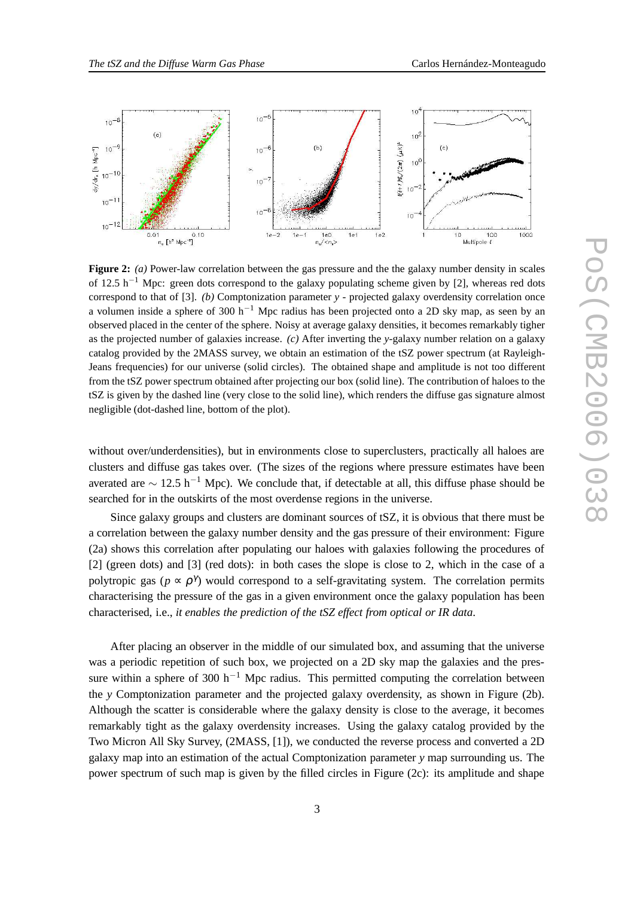**Figure 2:** *(a)* Power-law correlation between the gas pressure and the the galaxy number density in scales of 12.5 $h^{-1}$ Mpc: green dots correspond to the galaxy populating scheme given by [2], whereas red dots correspond to that of [3]. *(b)* Comptonization parameter $y$ - projected galaxy overdensity correlation once a volumen inside a sphere of 300 $h^{-1}$ Mpc radius has been projected onto a 2D sky map, as seen by an observed placed in the center of the sphere. Noisy at average galaxy densities, it becomes remarkably tigher as the projected number of galaxies increase. *(c)* After inverting the $y$-galaxy number relation on a galaxy catalog provided by the 2MASS survey, we obtain an estimation of the tSZ power spectrum (at Rayleigh-Jeans frequencies) for our universe (solid circles). The obtained shape and amplitude is not too different from the tSZ power spectrum obtained after projecting our box (solid line). The contribution of haloes to the tSZ is given by the dashed line (very close to the solid line), which renders the diffuse gas signature almost negligible (dot-dashed line, bottom of the plot).

without over/underdensities), but in environments close to superclusters, practically all haloes are clusters and diffuse gas takes over. (The sizes of the regions where pressure estimates have been averated are $\sim 12.5\ h^{-1}$ Mpc). We conclude that, if detectable at all, this diffuse phase should be searched for in the outskirts of the most overdense regions in the universe.

Since galaxy groups and clusters are dominant sources of tSZ, it is obvious that there must be a correlation between the galaxy number density and the gas pressure of their environment: Figure (2a) shows this correlation after populating our haloes with galaxies following the procedures of [2] (green dots) and [3] (red dots): in both cases the slope is close to 2, which in the case of a polytropic gas ($p \propto \rho^{\gamma}$) would correspond to a self-gravitating system. The correlation permits characterising the pressure of the gas in a given environment once the galaxy population has been characterised, i.e., *it enables the prediction of the tSZ effect from optical or IR data*.

After placing an observer in the middle of our simulated box, and assuming that the universe was a periodic repetition of such box, we projected on a 2D sky map the galaxies and the pressure within a sphere of 300 $h^{-1}$ Mpc radius. This permitted computing the correlation between the $y$ Comptonization parameter and the projected galaxy overdensity, as shown in Figure (2b). Although the scatter is considerable where the galaxy density is close to the average, it becomes remarkably tight as the galaxy overdensity increases. Using the galaxy catalog provided by the Two Micron All Sky Survey, (2MASS, [1]), we conducted the reverse process and converted a 2D galaxy map into an estimation of the actual Comptonization parameter $y$ map surrounding us. The power spectrum of such map is given by the filled circles in Figure (2c): its amplitude and shape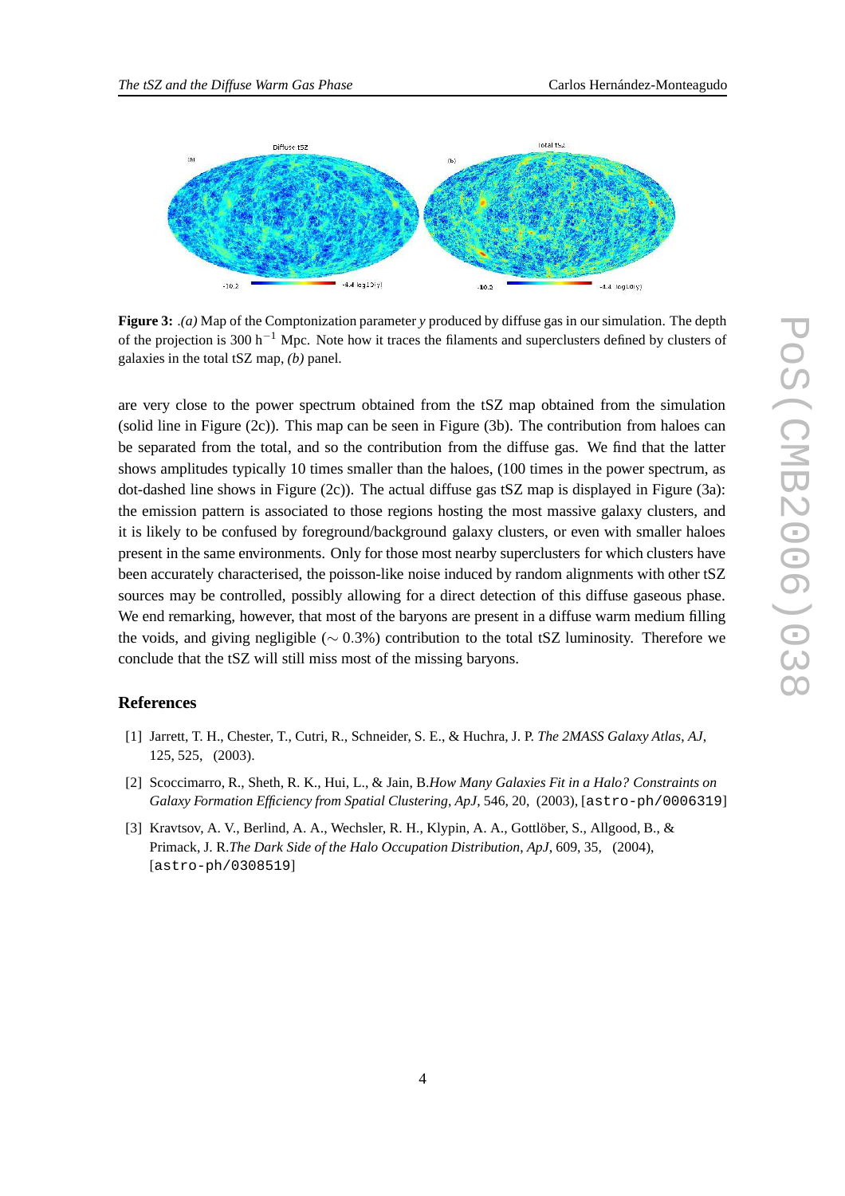Diffuse tSZ

(a)

-10.2

-4.4 log10(y)

Total tSZ

(b)

-10.2

-4.4 log10(y)

**Figure 3:** *.(a)* Map of the Comptonization parameter $y$ produced by diffuse gas in our simulation. The depth of the projection is 300 $h^{-1}$ Mpc. Note how it traces the filaments and superclusters defined by clusters of galaxies in the total tSZ map, *(b)* panel.

are very close to the power spectrum obtained from the tSZ map obtained from the simulation (solid line in Figure (2c)). This map can be seen in Figure (3b). The contribution from haloes can be separated from the total, and so the contribution from the diffuse gas. We find that the latter shows amplitudes typically 10 times smaller than the haloes, (100 times in the power spectrum, as dot-dashed line shows in Figure (2c)). The actual diffuse gas tSZ map is displayed in Figure (3a): the emission pattern is associated to those regions hosting the most massive galaxy clusters, and it is likely to be confused by foreground/background galaxy clusters, or even with smaller haloes present in the same environments. Only for those most nearby superclusters for which clusters have been accurately characterised, the poisson-like noise induced by random alignments with other tSZ sources may be controlled, possibly allowing for a direct detection of this diffuse gaseous phase. We end remarking, however, that most of the baryons are present in a diffuse warm medium filling the voids, and giving negligible ($\sim 0.3\%$) contribution to the total tSZ luminosity. Therefore we conclude that the tSZ will still miss most of the missing baryons.

## References

[1] Jarrett, T. H., Chester, T., Cutri, R., Schneider, S. E., & Huchra, J. P. *The 2MASS Galaxy Atlas*, *AJ*, 125, 525, (2003).

[2] Scoccimarro, R., Sheth, R. K., Hui, L., & Jain, B.*How Many Galaxies Fit in a Halo? Constraints on Galaxy Formation Efficiency from Spatial Clustering*, *ApJ*, 546, 20, (2003), [astro-ph/0006319]

[3] Kravtsov, A. V., Berlind, A. A., Wechsler, R. H., Klypin, A. A., Gottlöber, S., Allgood, B., & Primack, J. R.*The Dark Side of the Halo Occupation Distribution*, *ApJ*, 609, 35, (2004), [astro-ph/0308519]